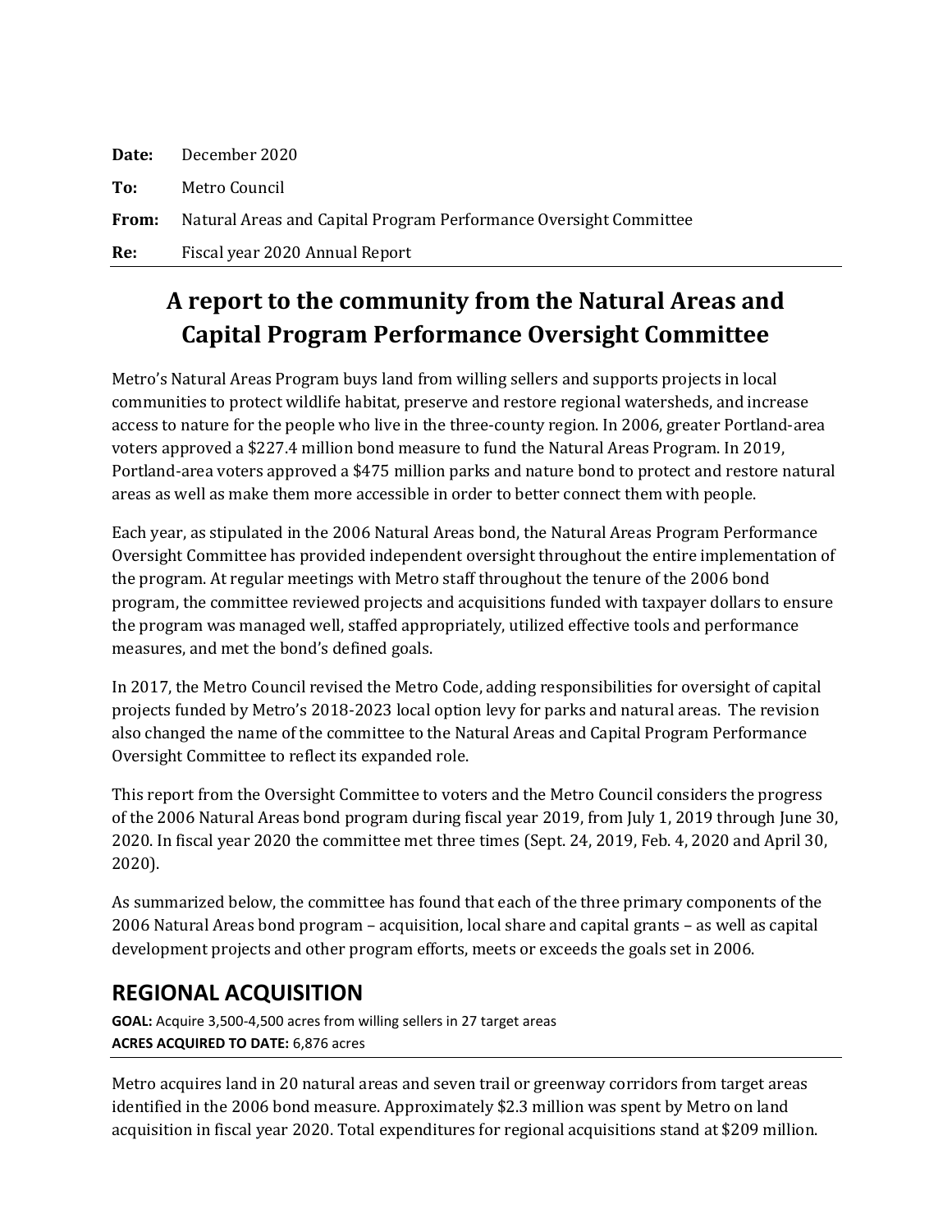**Date:** December 2020

**To:** Metro Council

**From:** Natural Areas and Capital Program Performance Oversight Committee

**Re:** Fiscal year 2020 Annual Report

# A report to the community from the Natural Areas and Capital Program Performance Oversight Committee

Metro's Natural Areas Program buys land from willing sellers and supports projects in local communities to protect wildlife habitat, preserve and restore regional watersheds, and increase access to nature for the people who live in the three-county region. In 2006, greater Portland-area voters approved a $227.4 million bond measure to fund the Natural Areas Program. In 2019, Portland-area voters approved a $475 million parks and nature bond to protect and restore natural areas as well as make them more accessible in order to better connect them with people.

Each year, as stipulated in the 2006 Natural Areas bond, the Natural Areas Program Performance Oversight Committee has provided independent oversight throughout the entire implementation of the program. At regular meetings with Metro staff throughout the tenure of the 2006 bond program, the committee reviewed projects and acquisitions funded with taxpayer dollars to ensure the program was managed well, staffed appropriately, utilized effective tools and performance measures, and met the bond's defined goals.

In 2017, the Metro Council revised the Metro Code, adding responsibilities for oversight of capital projects funded by Metro's 2018-2023 local option levy for parks and natural areas. The revision also changed the name of the committee to the Natural Areas and Capital Program Performance Oversight Committee to reflect its expanded role.

This report from the Oversight Committee to voters and the Metro Council considers the progress of the 2006 Natural Areas bond program during fiscal year 2019, from July 1, 2019 through June 30, 2020. In fiscal year 2020 the committee met three times (Sept. 24, 2019, Feb. 4, 2020 and April 30, 2020).

As summarized below, the committee has found that each of the three primary components of the 2006 Natural Areas bond program – acquisition, local share and capital grants – as well as capital development projects and other program efforts, meets or exceeds the goals set in 2006.

## REGIONAL ACQUISITION

**GOAL:** Acquire 3,500-4,500 acres from willing sellers in 27 target areas
**ACRES ACQUIRED TO DATE:** 6,876 acres

Metro acquires land in 20 natural areas and seven trail or greenway corridors from target areas identified in the 2006 bond measure. Approximately $2.3 million was spent by Metro on land acquisition in fiscal year 2020. Total expenditures for regional acquisitions stand at $209 million.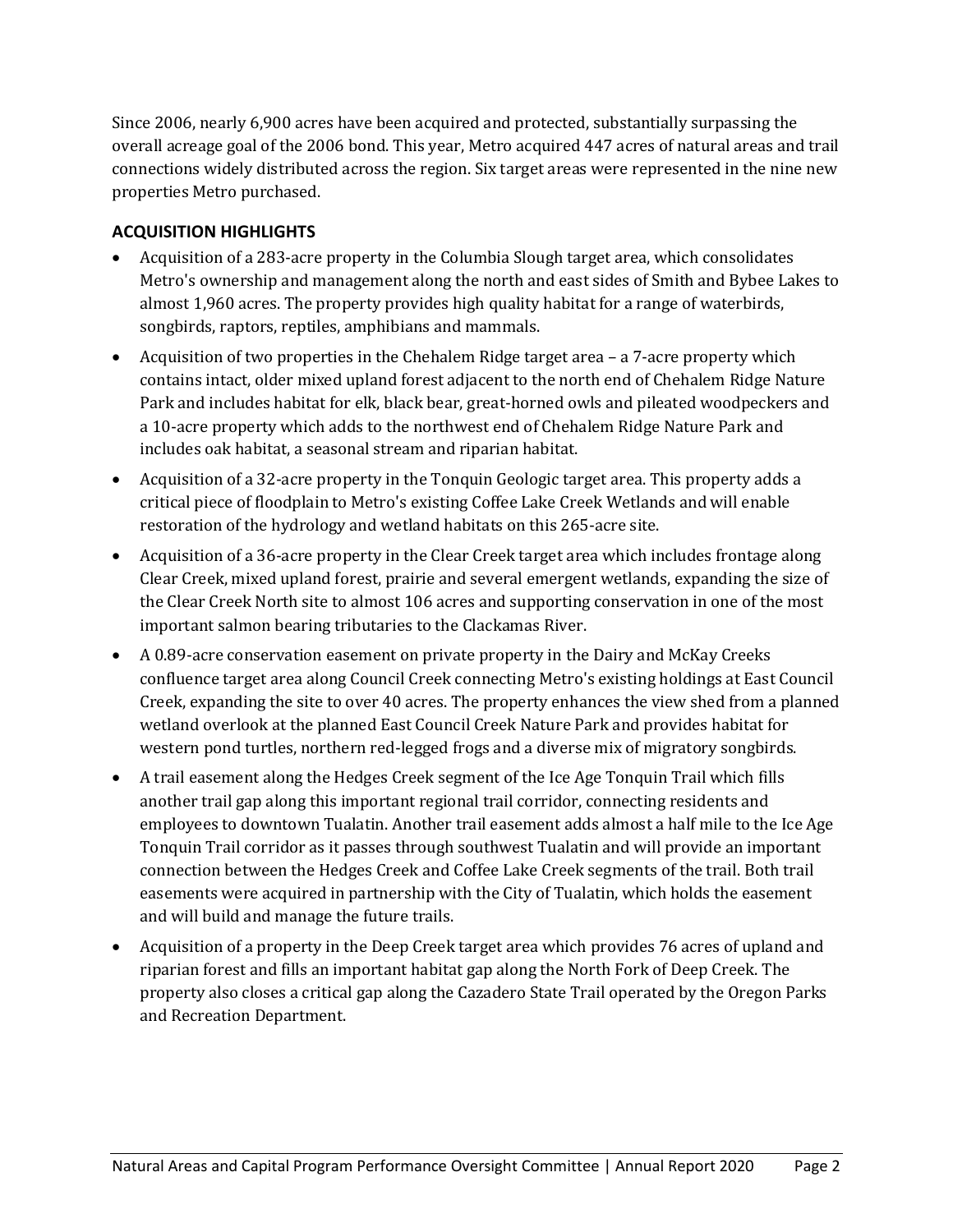Since 2006, nearly 6,900 acres have been acquired and protected, substantially surpassing the overall acreage goal of the 2006 bond. This year, Metro acquired 447 acres of natural areas and trail connections widely distributed across the region. Six target areas were represented in the nine new properties Metro purchased.

## ACQUISITION HIGHLIGHTS

- Acquisition of a 283-acre property in the Columbia Slough target area, which consolidates Metro's ownership and management along the north and east sides of Smith and Bybee Lakes to almost 1,960 acres. The property provides high quality habitat for a range of waterbirds, songbirds, raptors, reptiles, amphibians and mammals.
- Acquisition of two properties in the Chehalem Ridge target area – a 7-acre property which contains intact, older mixed upland forest adjacent to the north end of Chehalem Ridge Nature Park and includes habitat for elk, black bear, great-horned owls and pileated woodpeckers and a 10-acre property which adds to the northwest end of Chehalem Ridge Nature Park and includes oak habitat, a seasonal stream and riparian habitat.
- Acquisition of a 32-acre property in the Tonquin Geologic target area. This property adds a critical piece of floodplain to Metro's existing Coffee Lake Creek Wetlands and will enable restoration of the hydrology and wetland habitats on this 265-acre site.
- Acquisition of a 36-acre property in the Clear Creek target area which includes frontage along Clear Creek, mixed upland forest, prairie and several emergent wetlands, expanding the size of the Clear Creek North site to almost 106 acres and supporting conservation in one of the most important salmon bearing tributaries to the Clackamas River.
- A 0.89-acre conservation easement on private property in the Dairy and McKay Creeks confluence target area along Council Creek connecting Metro's existing holdings at East Council Creek, expanding the site to over 40 acres. The property enhances the view shed from a planned wetland overlook at the planned East Council Creek Nature Park and provides habitat for western pond turtles, northern red-legged frogs and a diverse mix of migratory songbirds.
- A trail easement along the Hedges Creek segment of the Ice Age Tonquin Trail which fills another trail gap along this important regional trail corridor, connecting residents and employees to downtown Tualatin. Another trail easement adds almost a half mile to the Ice Age Tonquin Trail corridor as it passes through southwest Tualatin and will provide an important connection between the Hedges Creek and Coffee Lake Creek segments of the trail. Both trail easements were acquired in partnership with the City of Tualatin, which holds the easement and will build and manage the future trails.
- Acquisition of a property in the Deep Creek target area which provides 76 acres of upland and riparian forest and fills an important habitat gap along the North Fork of Deep Creek. The property also closes a critical gap along the Cazadero State Trail operated by the Oregon Parks and Recreation Department.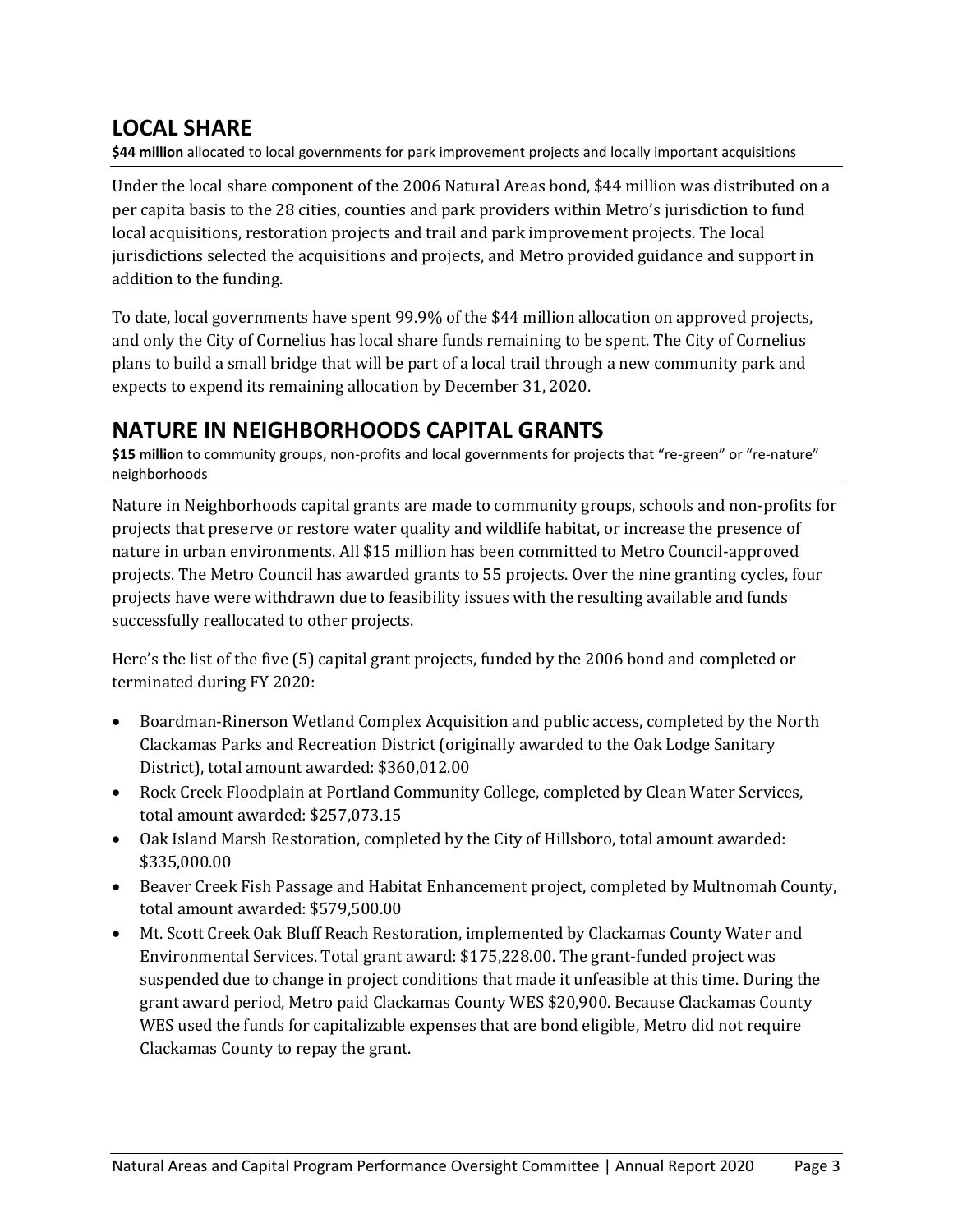## LOCAL SHARE

**$44 million** allocated to local governments for park improvement projects and locally important acquisitions

Under the local share component of the 2006 Natural Areas bond, $44 million was distributed on a per capita basis to the 28 cities, counties and park providers within Metro's jurisdiction to fund local acquisitions, restoration projects and trail and park improvement projects. The local jurisdictions selected the acquisitions and projects, and Metro provided guidance and support in addition to the funding.

To date, local governments have spent 99.9% of the $44 million allocation on approved projects, and only the City of Cornelius has local share funds remaining to be spent. The City of Cornelius plans to build a small bridge that will be part of a local trail through a new community park and expects to expend its remaining allocation by December 31, 2020.

## NATURE IN NEIGHBORHOODS CAPITAL GRANTS

**$15 million** to community groups, non-profits and local governments for projects that "re-green" or "re-nature" neighborhoods

Nature in Neighborhoods capital grants are made to community groups, schools and non-profits for projects that preserve or restore water quality and wildlife habitat, or increase the presence of nature in urban environments. All $15 million has been committed to Metro Council-approved projects. The Metro Council has awarded grants to 55 projects. Over the nine granting cycles, four projects have were withdrawn due to feasibility issues with the resulting available and funds successfully reallocated to other projects.

Here's the list of the five (5) capital grant projects, funded by the 2006 bond and completed or terminated during FY 2020:

- Boardman-Rinerson Wetland Complex Acquisition and public access, completed by the North Clackamas Parks and Recreation District (originally awarded to the Oak Lodge Sanitary District), total amount awarded: $360,012.00
- Rock Creek Floodplain at Portland Community College, completed by Clean Water Services, total amount awarded: $257,073.15
- Oak Island Marsh Restoration, completed by the City of Hillsboro, total amount awarded: $335,000.00
- Beaver Creek Fish Passage and Habitat Enhancement project, completed by Multnomah County, total amount awarded: $579,500.00
- Mt. Scott Creek Oak Bluff Reach Restoration, implemented by Clackamas County Water and Environmental Services. Total grant award: $175,228.00. The grant-funded project was suspended due to change in project conditions that made it unfeasible at this time. During the grant award period, Metro paid Clackamas County WES $20,900. Because Clackamas County WES used the funds for capitalizable expenses that are bond eligible, Metro did not require Clackamas County to repay the grant.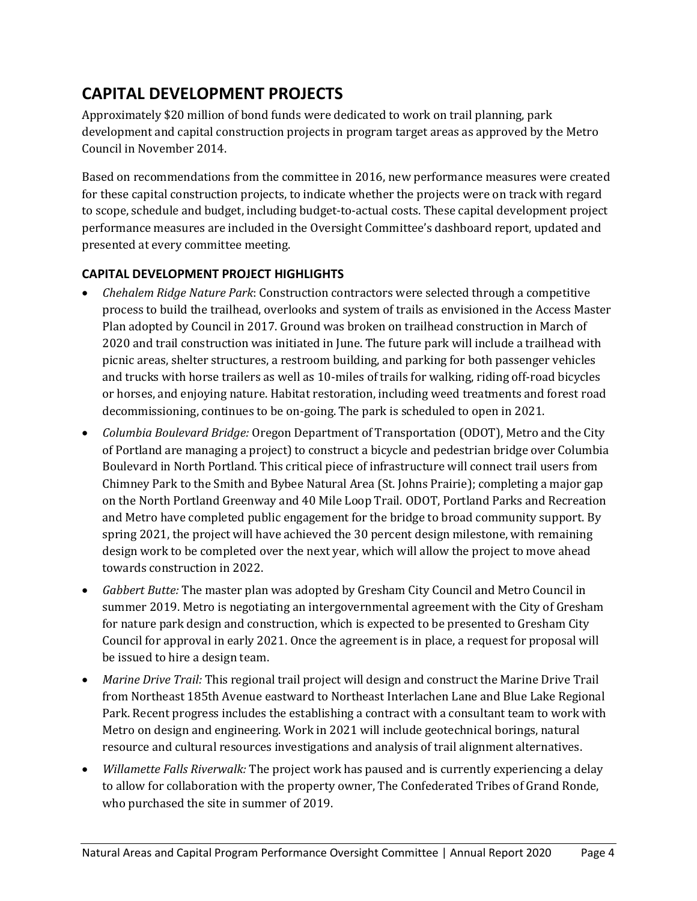## CAPITAL DEVELOPMENT PROJECTS

Approximately $20 million of bond funds were dedicated to work on trail planning, park development and capital construction projects in program target areas as approved by the Metro Council in November 2014.

Based on recommendations from the committee in 2016, new performance measures were created for these capital construction projects, to indicate whether the projects were on track with regard to scope, schedule and budget, including budget-to-actual costs. These capital development project performance measures are included in the Oversight Committee's dashboard report, updated and presented at every committee meeting.

### CAPITAL DEVELOPMENT PROJECT HIGHLIGHTS

- *Chehalem Ridge Nature Park*: Construction contractors were selected through a competitive process to build the trailhead, overlooks and system of trails as envisioned in the Access Master Plan adopted by Council in 2017. Ground was broken on trailhead construction in March of 2020 and trail construction was initiated in June. The future park will include a trailhead with picnic areas, shelter structures, a restroom building, and parking for both passenger vehicles and trucks with horse trailers as well as 10-miles of trails for walking, riding off-road bicycles or horses, and enjoying nature. Habitat restoration, including weed treatments and forest road decommissioning, continues to be on-going. The park is scheduled to open in 2021.
- *Columbia Boulevard Bridge:* Oregon Department of Transportation (ODOT), Metro and the City of Portland are managing a project) to construct a bicycle and pedestrian bridge over Columbia Boulevard in North Portland. This critical piece of infrastructure will connect trail users from Chimney Park to the Smith and Bybee Natural Area (St. Johns Prairie); completing a major gap on the North Portland Greenway and 40 Mile Loop Trail. ODOT, Portland Parks and Recreation and Metro have completed public engagement for the bridge to broad community support. By spring 2021, the project will have achieved the 30 percent design milestone, with remaining design work to be completed over the next year, which will allow the project to move ahead towards construction in 2022.
- *Gabbert Butte:* The master plan was adopted by Gresham City Council and Metro Council in summer 2019. Metro is negotiating an intergovernmental agreement with the City of Gresham for nature park design and construction, which is expected to be presented to Gresham City Council for approval in early 2021. Once the agreement is in place, a request for proposal will be issued to hire a design team.
- *Marine Drive Trail:* This regional trail project will design and construct the Marine Drive Trail from Northeast 185th Avenue eastward to Northeast Interlachen Lane and Blue Lake Regional Park. Recent progress includes the establishing a contract with a consultant team to work with Metro on design and engineering. Work in 2021 will include geotechnical borings, natural resource and cultural resources investigations and analysis of trail alignment alternatives.
- *Willamette Falls Riverwalk:* The project work has paused and is currently experiencing a delay to allow for collaboration with the property owner, The Confederated Tribes of Grand Ronde, who purchased the site in summer of 2019.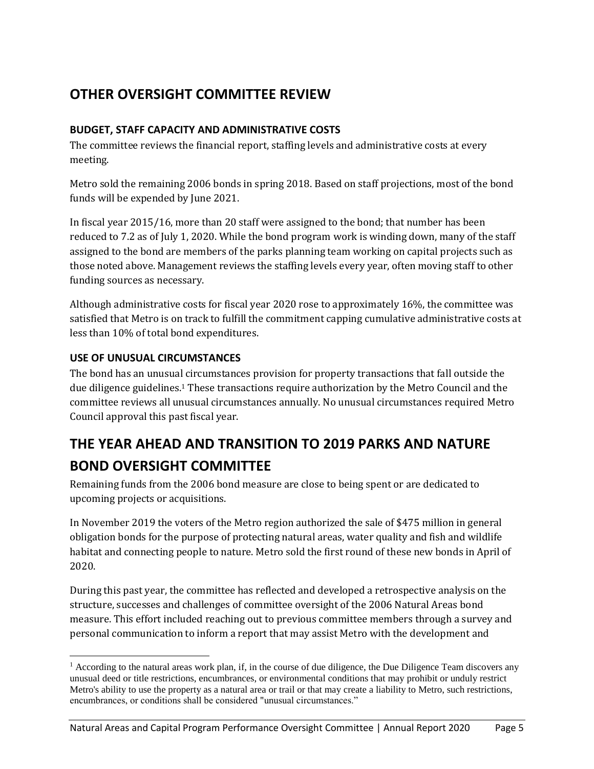# OTHER OVERSIGHT COMMITTEE REVIEW

### BUDGET, STAFF CAPACITY AND ADMINISTRATIVE COSTS

The committee reviews the financial report, staffing levels and administrative costs at every meeting.

Metro sold the remaining 2006 bonds in spring 2018. Based on staff projections, most of the bond funds will be expended by June 2021.

In fiscal year 2015/16, more than 20 staff were assigned to the bond; that number has been reduced to 7.2 as of July 1, 2020. While the bond program work is winding down, many of the staff assigned to the bond are members of the parks planning team working on capital projects such as those noted above. Management reviews the staffing levels every year, often moving staff to other funding sources as necessary.

Although administrative costs for fiscal year 2020 rose to approximately 16%, the committee was satisfied that Metro is on track to fulfill the commitment capping cumulative administrative costs at less than 10% of total bond expenditures.

### USE OF UNUSUAL CIRCUMSTANCES

The bond has an unusual circumstances provision for property transactions that fall outside the due diligence guidelines.[1] These transactions require authorization by the Metro Council and the committee reviews all unusual circumstances annually. No unusual circumstances required Metro Council approval this past fiscal year.

# THE YEAR AHEAD AND TRANSITION TO 2019 PARKS AND NATURE BOND OVERSIGHT COMMITTEE

Remaining funds from the 2006 bond measure are close to being spent or are dedicated to upcoming projects or acquisitions.

In November 2019 the voters of the Metro region authorized the sale of $475 million in general obligation bonds for the purpose of protecting natural areas, water quality and fish and wildlife habitat and connecting people to nature. Metro sold the first round of these new bonds in April of 2020.

During this past year, the committee has reflected and developed a retrospective analysis on the structure, successes and challenges of committee oversight of the 2006 Natural Areas bond measure. This effort included reaching out to previous committee members through a survey and personal communication to inform a report that may assist Metro with the development and

---

[1] According to the natural areas work plan, if, in the course of due diligence, the Due Diligence Team discovers any unusual deed or title restrictions, encumbrances, or environmental conditions that may prohibit or unduly restrict Metro's ability to use the property as a natural area or trail or that may create a liability to Metro, such restrictions, encumbrances, or conditions shall be considered "unusual circumstances."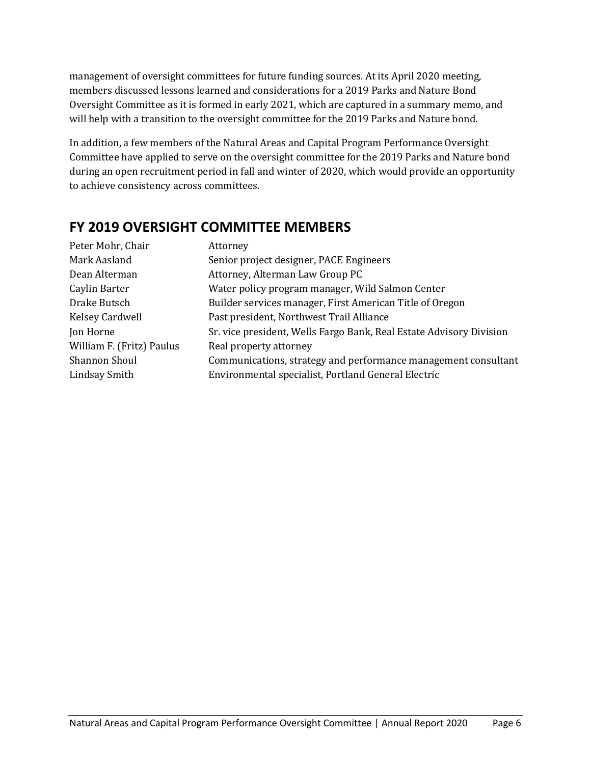management of oversight committees for future funding sources. At its April 2020 meeting, members discussed lessons learned and considerations for a 2019 Parks and Nature Bond Oversight Committee as it is formed in early 2021, which are captured in a summary memo, and will help with a transition to the oversight committee for the 2019 Parks and Nature bond.

In addition, a few members of the Natural Areas and Capital Program Performance Oversight Committee have applied to serve on the oversight committee for the 2019 Parks and Nature bond during an open recruitment period in fall and winter of 2020, which would provide an opportunity to achieve consistency across committees.

## FY 2019 OVERSIGHT COMMITTEE MEMBERS

| | |
|---|---|
| Peter Mohr, Chair | Attorney |
| Mark Aasland | Senior project designer, PACE Engineers |
| Dean Alterman | Attorney, Alterman Law Group PC |
| Caylin Barter | Water policy program manager, Wild Salmon Center |
| Drake Butsch | Builder services manager, First American Title of Oregon |
| Kelsey Cardwell | Past president, Northwest Trail Alliance |
| Jon Horne | Sr. vice president, Wells Fargo Bank, Real Estate Advisory Division |
| William F. (Fritz) Paulus | Real property attorney |
| Shannon Shoul | Communications, strategy and performance management consultant |
| Lindsay Smith | Environmental specialist, Portland General Electric |